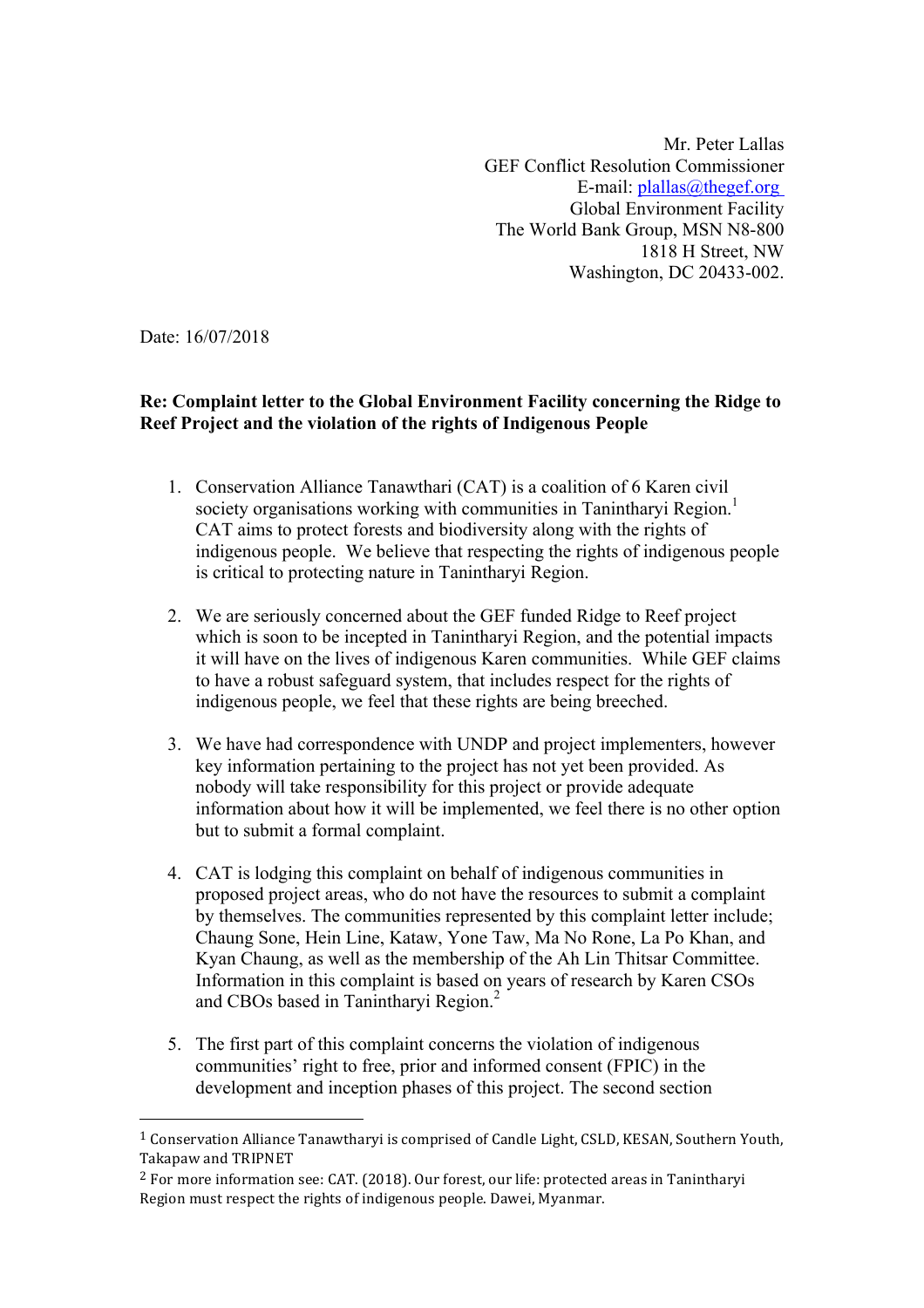Mr. Peter Lallas
GEF Conflict Resolution Commissioner
E-mail: plallas@thegef.org
Global Environment Facility
The World Bank Group, MSN N8-800
1818 H Street, NW
Washington, DC 20433-002.

Date: 16/07/2018

**Re: Complaint letter to the Global Environment Facility concerning the Ridge to Reef Project and the violation of the rights of Indigenous People**

1. Conservation Alliance Tanawthari (CAT) is a coalition of 6 Karen civil society organisations working with communities in Tanintharyi Region.[1] CAT aims to protect forests and biodiversity along with the rights of indigenous people. We believe that respecting the rights of indigenous people is critical to protecting nature in Tanintharyi Region.

2. We are seriously concerned about the GEF funded Ridge to Reef project which is soon to be incepted in Tanintharyi Region, and the potential impacts it will have on the lives of indigenous Karen communities. While GEF claims to have a robust safeguard system, that includes respect for the rights of indigenous people, we feel that these rights are being breeched.

3. We have had correspondence with UNDP and project implementers, however key information pertaining to the project has not yet been provided. As nobody will take responsibility for this project or provide adequate information about how it will be implemented, we feel there is no other option but to submit a formal complaint.

4. CAT is lodging this complaint on behalf of indigenous communities in proposed project areas, who do not have the resources to submit a complaint by themselves. The communities represented by this complaint letter include; Chaung Sone, Hein Line, Kataw, Yone Taw, Ma No Rone, La Po Khan, and Kyan Chaung, as well as the membership of the Ah Lin Thitsar Committee. Information in this complaint is based on years of research by Karen CSOs and CBOs based in Tanintharyi Region.[2]

5. The first part of this complaint concerns the violation of indigenous communities' right to free, prior and informed consent (FPIC) in the development and inception phases of this project. The second section

---

[1] Conservation Alliance Tanawtharyi is comprised of Candle Light, CSLD, KESAN, Southern Youth, Takapaw and TRIPNET

[2] For more information see: CAT. (2018). Our forest, our life: protected areas in Tanintharyi Region must respect the rights of indigenous people. Dawei, Myanmar.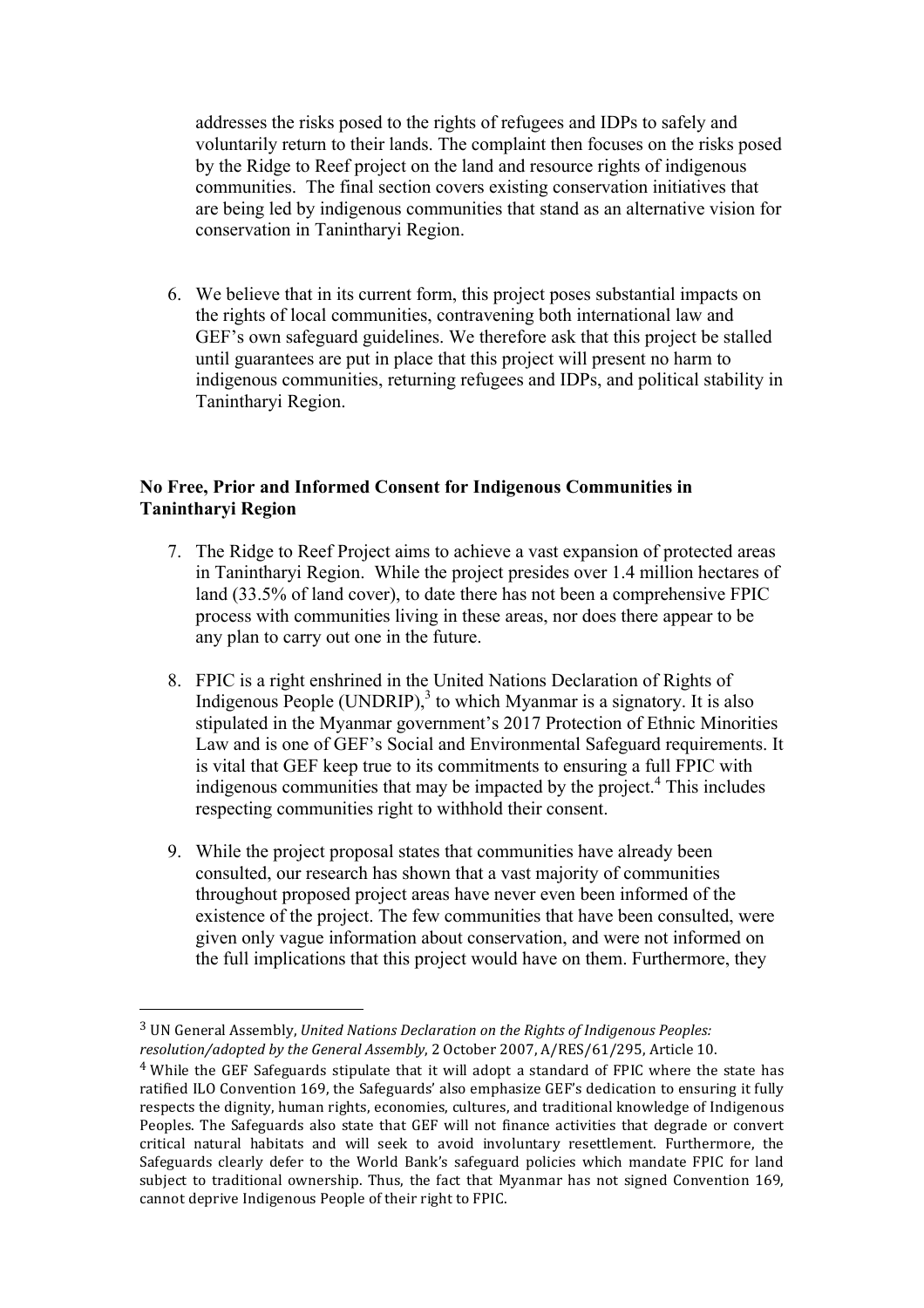addresses the risks posed to the rights of refugees and IDPs to safely and voluntarily return to their lands. The complaint then focuses on the risks posed by the Ridge to Reef project on the land and resource rights of indigenous communities. The final section covers existing conservation initiatives that are being led by indigenous communities that stand as an alternative vision for conservation in Tanintharyi Region.

6. We believe that in its current form, this project poses substantial impacts on the rights of local communities, contravening both international law and GEF's own safeguard guidelines. We therefore ask that this project be stalled until guarantees are put in place that this project will present no harm to indigenous communities, returning refugees and IDPs, and political stability in Tanintharyi Region.

**No Free, Prior and Informed Consent for Indigenous Communities in Tanintharyi Region**

7. The Ridge to Reef Project aims to achieve a vast expansion of protected areas in Tanintharyi Region. While the project presides over 1.4 million hectares of land (33.5% of land cover), to date there has not been a comprehensive FPIC process with communities living in these areas, nor does there appear to be any plan to carry out one in the future.

8. FPIC is a right enshrined in the United Nations Declaration of Rights of Indigenous People (UNDRIP),[3] to which Myanmar is a signatory. It is also stipulated in the Myanmar government's 2017 Protection of Ethnic Minorities Law and is one of GEF's Social and Environmental Safeguard requirements. It is vital that GEF keep true to its commitments to ensuring a full FPIC with indigenous communities that may be impacted by the project.[4] This includes respecting communities right to withhold their consent.

9. While the project proposal states that communities have already been consulted, our research has shown that a vast majority of communities throughout proposed project areas have never even been informed of the existence of the project. The few communities that have been consulted, were given only vague information about conservation, and were not informed on the full implications that this project would have on them. Furthermore, they

---

[3] UN General Assembly, *United Nations Declaration on the Rights of Indigenous Peoples: resolution/adopted by the General Assembly*, 2 October 2007, A/RES/61/295, Article 10.

[4] While the GEF Safeguards stipulate that it will adopt a standard of FPIC where the state has ratified ILO Convention 169, the Safeguards' also emphasize GEF's dedication to ensuring it fully respects the dignity, human rights, economies, cultures, and traditional knowledge of Indigenous Peoples. The Safeguards also state that GEF will not finance activities that degrade or convert critical natural habitats and will seek to avoid involuntary resettlement. Furthermore, the Safeguards clearly defer to the World Bank's safeguard policies which mandate FPIC for land subject to traditional ownership. Thus, the fact that Myanmar has not signed Convention 169, cannot deprive Indigenous People of their right to FPIC.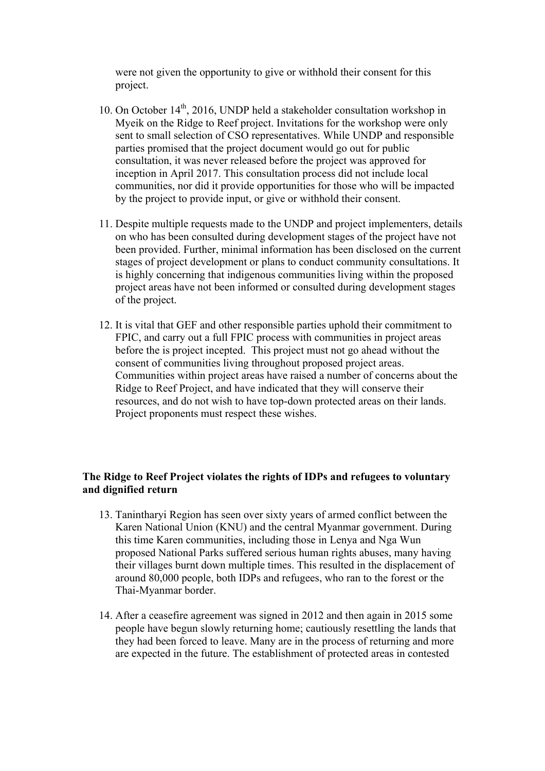were not given the opportunity to give or withhold their consent for this project.

10. On October 14th, 2016, UNDP held a stakeholder consultation workshop in Myeik on the Ridge to Reef project. Invitations for the workshop were only sent to small selection of CSO representatives. While UNDP and responsible parties promised that the project document would go out for public consultation, it was never released before the project was approved for inception in April 2017. This consultation process did not include local communities, nor did it provide opportunities for those who will be impacted by the project to provide input, or give or withhold their consent.

11. Despite multiple requests made to the UNDP and project implementers, details on who has been consulted during development stages of the project have not been provided. Further, minimal information has been disclosed on the current stages of project development or plans to conduct community consultations. It is highly concerning that indigenous communities living within the proposed project areas have not been informed or consulted during development stages of the project.

12. It is vital that GEF and other responsible parties uphold their commitment to FPIC, and carry out a full FPIC process with communities in project areas before the is project incepted. This project must not go ahead without the consent of communities living throughout proposed project areas. Communities within project areas have raised a number of concerns about the Ridge to Reef Project, and have indicated that they will conserve their resources, and do not wish to have top-down protected areas on their lands. Project proponents must respect these wishes.

**The Ridge to Reef Project violates the rights of IDPs and refugees to voluntary and dignified return**

13. Tanintharyi Region has seen over sixty years of armed conflict between the Karen National Union (KNU) and the central Myanmar government. During this time Karen communities, including those in Lenya and Nga Wun proposed National Parks suffered serious human rights abuses, many having their villages burnt down multiple times. This resulted in the displacement of around 80,000 people, both IDPs and refugees, who ran to the forest or the Thai-Myanmar border.

14. After a ceasefire agreement was signed in 2012 and then again in 2015 some people have begun slowly returning home; cautiously resettling the lands that they had been forced to leave. Many are in the process of returning and more are expected in the future. The establishment of protected areas in contested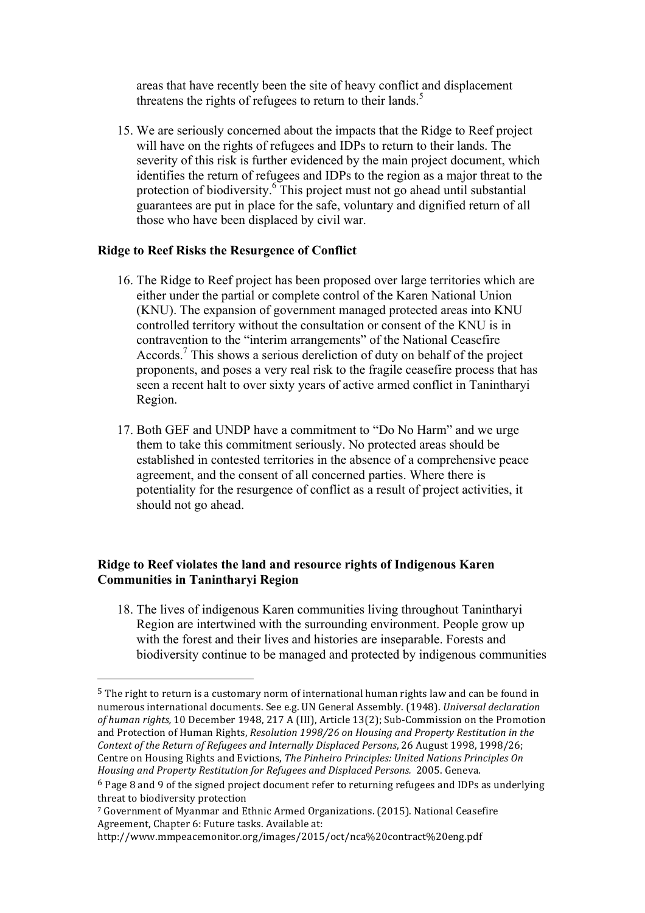areas that have recently been the site of heavy conflict and displacement threatens the rights of refugees to return to their lands.[5]

15. We are seriously concerned about the impacts that the Ridge to Reef project will have on the rights of refugees and IDPs to return to their lands. The severity of this risk is further evidenced by the main project document, which identifies the return of refugees and IDPs to the region as a major threat to the protection of biodiversity.[6] This project must not go ahead until substantial guarantees are put in place for the safe, voluntary and dignified return of all those who have been displaced by civil war.

**Ridge to Reef Risks the Resurgence of Conflict**

16. The Ridge to Reef project has been proposed over large territories which are either under the partial or complete control of the Karen National Union (KNU). The expansion of government managed protected areas into KNU controlled territory without the consultation or consent of the KNU is in contravention to the "interim arrangements" of the National Ceasefire Accords.[7] This shows a serious dereliction of duty on behalf of the project proponents, and poses a very real risk to the fragile ceasefire process that has seen a recent halt to over sixty years of active armed conflict in Tanintharyi Region.

17. Both GEF and UNDP have a commitment to "Do No Harm" and we urge them to take this commitment seriously. No protected areas should be established in contested territories in the absence of a comprehensive peace agreement, and the consent of all concerned parties. Where there is potentiality for the resurgence of conflict as a result of project activities, it should not go ahead.

**Ridge to Reef violates the land and resource rights of Indigenous Karen Communities in Tanintharyi Region**

18. The lives of indigenous Karen communities living throughout Tanintharyi Region are intertwined with the surrounding environment. People grow up with the forest and their lives and histories are inseparable. Forests and biodiversity continue to be managed and protected by indigenous communities

---

[5] The right to return is a customary norm of international human rights law and can be found in numerous international documents. See e.g. UN General Assembly. (1948). *Universal declaration of human rights,* 10 December 1948, 217 A (III), Article 13(2); Sub-Commission on the Promotion and Protection of Human Rights, *Resolution 1998/26 on Housing and Property Restitution in the Context of the Return of Refugees and Internally Displaced Persons*, 26 August 1998, 1998/26; Centre on Housing Rights and Evictions, *The Pinheiro Principles: United Nations Principles On Housing and Property Restitution for Refugees and Displaced Persons.* 2005. Geneva.

[6] Page 8 and 9 of the signed project document refer to returning refugees and IDPs as underlying threat to biodiversity protection

[7] Government of Myanmar and Ethnic Armed Organizations. (2015). National Ceasefire Agreement, Chapter 6: Future tasks. Available at: http://www.mmpeacemonitor.org/images/2015/oct/nca%20contract%20eng.pdf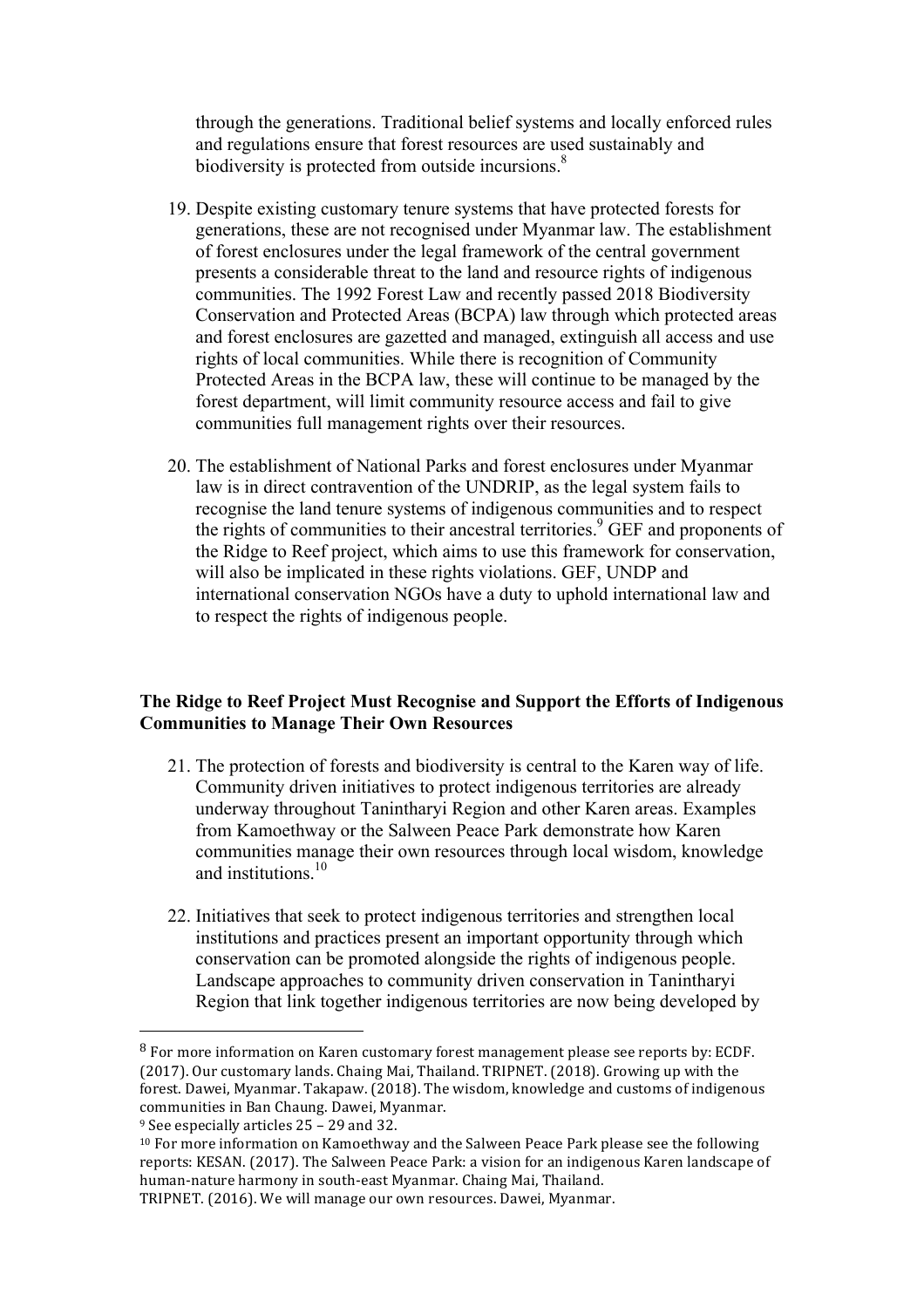through the generations. Traditional belief systems and locally enforced rules and regulations ensure that forest resources are used sustainably and biodiversity is protected from outside incursions.[8]

19. Despite existing customary tenure systems that have protected forests for generations, these are not recognised under Myanmar law. The establishment of forest enclosures under the legal framework of the central government presents a considerable threat to the land and resource rights of indigenous communities. The 1992 Forest Law and recently passed 2018 Biodiversity Conservation and Protected Areas (BCPA) law through which protected areas and forest enclosures are gazetted and managed, extinguish all access and use rights of local communities. While there is recognition of Community Protected Areas in the BCPA law, these will continue to be managed by the forest department, will limit community resource access and fail to give communities full management rights over their resources.

20. The establishment of National Parks and forest enclosures under Myanmar law is in direct contravention of the UNDRIP, as the legal system fails to recognise the land tenure systems of indigenous communities and to respect the rights of communities to their ancestral territories.[9] GEF and proponents of the Ridge to Reef project, which aims to use this framework for conservation, will also be implicated in these rights violations. GEF, UNDP and international conservation NGOs have a duty to uphold international law and to respect the rights of indigenous people.

**The Ridge to Reef Project Must Recognise and Support the Efforts of Indigenous Communities to Manage Their Own Resources**

21. The protection of forests and biodiversity is central to the Karen way of life. Community driven initiatives to protect indigenous territories are already underway throughout Tanintharyi Region and other Karen areas. Examples from Kamoethway or the Salween Peace Park demonstrate how Karen communities manage their own resources through local wisdom, knowledge and institutions.[10]

22. Initiatives that seek to protect indigenous territories and strengthen local institutions and practices present an important opportunity through which conservation can be promoted alongside the rights of indigenous people. Landscape approaches to community driven conservation in Tanintharyi Region that link together indigenous territories are now being developed by

---

[8] For more information on Karen customary forest management please see reports by: ECDF. (2017). Our customary lands. Chaing Mai, Thailand. TRIPNET. (2018). Growing up with the forest. Dawei, Myanmar. Takapaw. (2018). The wisdom, knowledge and customs of indigenous communities in Ban Chaung. Dawei, Myanmar.

[9] See especially articles 25 – 29 and 32.

[10] For more information on Kamoethway and the Salween Peace Park please see the following reports: KESAN. (2017). The Salween Peace Park: a vision for an indigenous Karen landscape of human-nature harmony in south-east Myanmar. Chaing Mai, Thailand.
TRIPNET. (2016). We will manage our own resources. Dawei, Myanmar.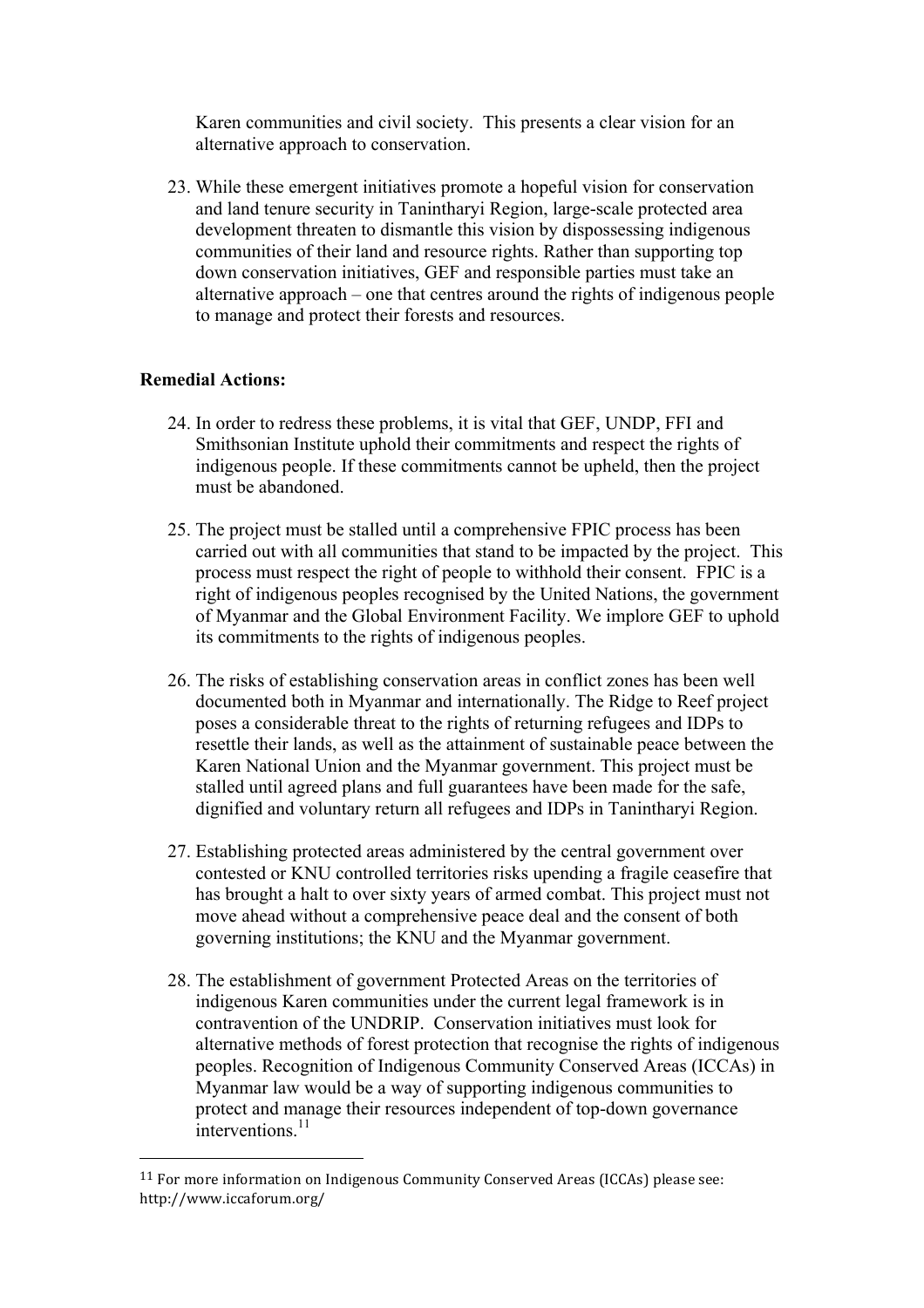Karen communities and civil society. This presents a clear vision for an alternative approach to conservation.

23. While these emergent initiatives promote a hopeful vision for conservation and land tenure security in Tanintharyi Region, large-scale protected area development threaten to dismantle this vision by dispossessing indigenous communities of their land and resource rights. Rather than supporting top down conservation initiatives, GEF and responsible parties must take an alternative approach – one that centres around the rights of indigenous people to manage and protect their forests and resources.

**Remedial Actions:**

24. In order to redress these problems, it is vital that GEF, UNDP, FFI and Smithsonian Institute uphold their commitments and respect the rights of indigenous people. If these commitments cannot be upheld, then the project must be abandoned.

25. The project must be stalled until a comprehensive FPIC process has been carried out with all communities that stand to be impacted by the project. This process must respect the right of people to withhold their consent. FPIC is a right of indigenous peoples recognised by the United Nations, the government of Myanmar and the Global Environment Facility. We implore GEF to uphold its commitments to the rights of indigenous peoples.

26. The risks of establishing conservation areas in conflict zones has been well documented both in Myanmar and internationally. The Ridge to Reef project poses a considerable threat to the rights of returning refugees and IDPs to resettle their lands, as well as the attainment of sustainable peace between the Karen National Union and the Myanmar government. This project must be stalled until agreed plans and full guarantees have been made for the safe, dignified and voluntary return all refugees and IDPs in Tanintharyi Region.

27. Establishing protected areas administered by the central government over contested or KNU controlled territories risks upending a fragile ceasefire that has brought a halt to over sixty years of armed combat. This project must not move ahead without a comprehensive peace deal and the consent of both governing institutions; the KNU and the Myanmar government.

28. The establishment of government Protected Areas on the territories of indigenous Karen communities under the current legal framework is in contravention of the UNDRIP. Conservation initiatives must look for alternative methods of forest protection that recognise the rights of indigenous peoples. Recognition of Indigenous Community Conserved Areas (ICCAs) in Myanmar law would be a way of supporting indigenous communities to protect and manage their resources independent of top-down governance interventions.[11]

---

[11] For more information on Indigenous Community Conserved Areas (ICCAs) please see: http://www.iccaforum.org/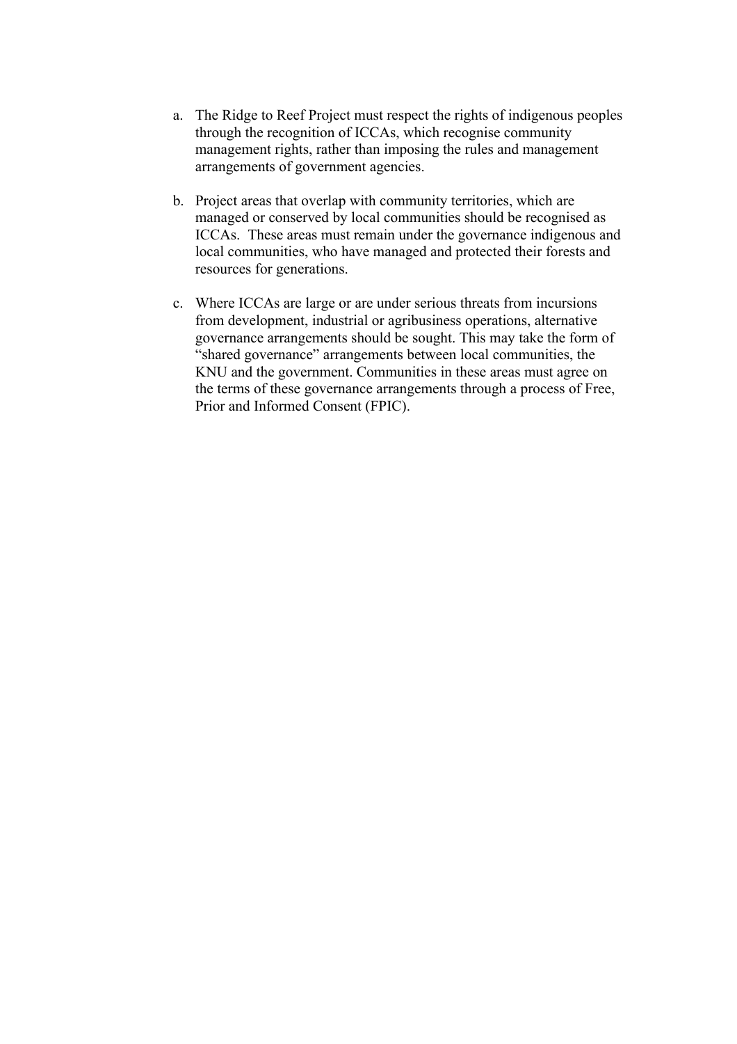a. The Ridge to Reef Project must respect the rights of indigenous peoples through the recognition of ICCAs, which recognise community management rights, rather than imposing the rules and management arrangements of government agencies.

b. Project areas that overlap with community territories, which are managed or conserved by local communities should be recognised as ICCAs. These areas must remain under the governance indigenous and local communities, who have managed and protected their forests and resources for generations.

c. Where ICCAs are large or are under serious threats from incursions from development, industrial or agribusiness operations, alternative governance arrangements should be sought. This may take the form of "shared governance" arrangements between local communities, the KNU and the government. Communities in these areas must agree on the terms of these governance arrangements through a process of Free, Prior and Informed Consent (FPIC).